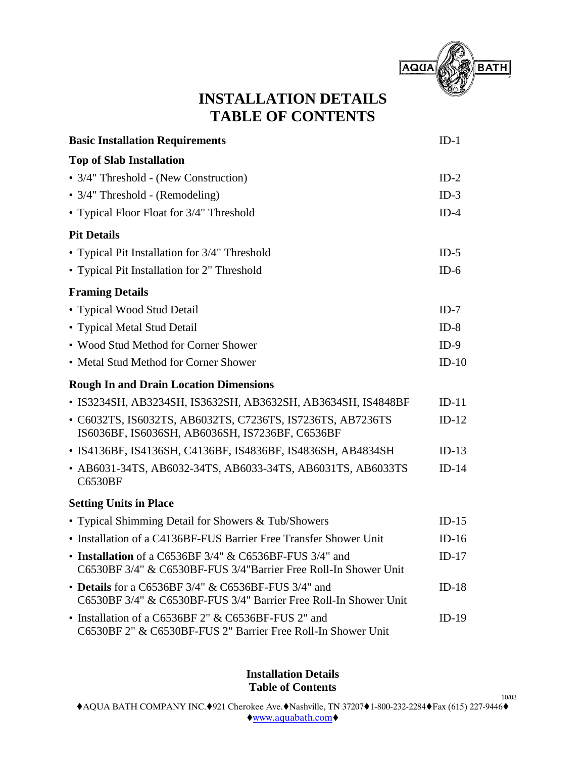AQUA BATH

# INSTALLATION DETAILS
# TABLE OF CONTENTS

| | |
|---|---|
| **Basic Installation Requirements** | ID-1 |
| **Top of Slab Installation** | |
| • 3/4" Threshold - (New Construction) | ID-2 |
| • 3/4" Threshold - (Remodeling) | ID-3 |
| • Typical Floor Float for 3/4" Threshold | ID-4 |
| **Pit Details** | |
| • Typical Pit Installation for 3/4" Threshold | ID-5 |
| • Typical Pit Installation for 2" Threshold | ID-6 |
| **Framing Details** | |
| • Typical Wood Stud Detail | ID-7 |
| • Typical Metal Stud Detail | ID-8 |
| • Wood Stud Method for Corner Shower | ID-9 |
| • Metal Stud Method for Corner Shower | ID-10 |
| **Rough In and Drain Location Dimensions** | |
| • IS3234SH, AB3234SH, IS3632SH, AB3632SH, AB3634SH, IS4848BF | ID-11 |
| • C6032TS, IS6032TS, AB6032TS, C7236TS, IS7236TS, AB7236TS IS6036BF, IS6036SH, AB6036SH, IS7236BF, C6536BF | ID-12 |
| • IS4136BF, IS4136SH, C4136BF, IS4836BF, IS4836SH, AB4834SH | ID-13 |
| • AB6031-34TS, AB6032-34TS, AB6033-34TS, AB6031TS, AB6033TS C6530BF | ID-14 |
| **Setting Units in Place** | |
| • Typical Shimming Detail for Showers & Tub/Showers | ID-15 |
| • Installation of a C4136BF-FUS Barrier Free Transfer Shower Unit | ID-16 |
| • **Installation** of a C6536BF 3/4" & C6536BF-FUS 3/4" and C6530BF 3/4" & C6530BF-FUS 3/4"Barrier Free Roll-In Shower Unit | ID-17 |
| • **Details** for a C6536BF 3/4" & C6536BF-FUS 3/4" and C6530BF 3/4" & C6530BF-FUS 3/4" Barrier Free Roll-In Shower Unit | ID-18 |
| • Installation of a C6536BF 2" & C6536BF-FUS 2" and C6530BF 2" & C6530BF-FUS 2" Barrier Free Roll-In Shower Unit | ID-19 |

**Installation Details**
**Table of Contents**

10/03

♦AQUA BATH COMPANY INC.♦921 Cherokee Ave.♦Nashville, TN 37207♦1-800-232-2284♦Fax (615) 227-9446♦
♦www.aquabath.com♦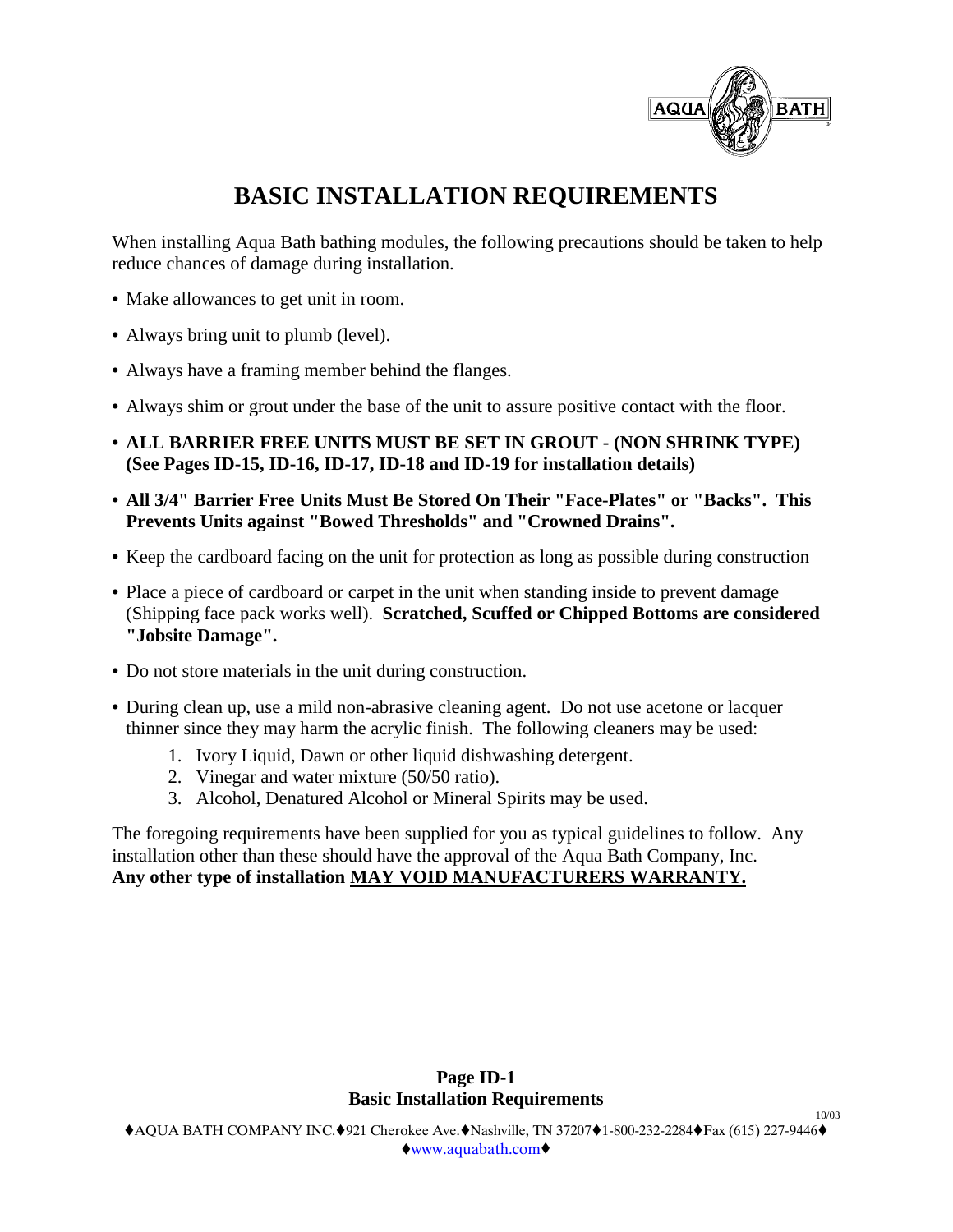# BASIC INSTALLATION REQUIREMENTS

When installing Aqua Bath bathing modules, the following precautions should be taken to help reduce chances of damage during installation.

- Make allowances to get unit in room.
- Always bring unit to plumb (level).
- Always have a framing member behind the flanges.
- Always shim or grout under the base of the unit to assure positive contact with the floor.
- **ALL BARRIER FREE UNITS MUST BE SET IN GROUT - (NON SHRINK TYPE) (See Pages ID-15, ID-16, ID-17, ID-18 and ID-19 for installation details)**
- **All 3/4" Barrier Free Units Must Be Stored On Their "Face-Plates" or "Backs". This Prevents Units against "Bowed Thresholds" and "Crowned Drains".**
- Keep the cardboard facing on the unit for protection as long as possible during construction
- Place a piece of cardboard or carpet in the unit when standing inside to prevent damage (Shipping face pack works well). **Scratched, Scuffed or Chipped Bottoms are considered "Jobsite Damage".**
- Do not store materials in the unit during construction.
- During clean up, use a mild non-abrasive cleaning agent. Do not use acetone or lacquer thinner since they may harm the acrylic finish. The following cleaners may be used:
    1. Ivory Liquid, Dawn or other liquid dishwashing detergent.
    2. Vinegar and water mixture (50/50 ratio).
    3. Alcohol, Denatured Alcohol or Mineral Spirits may be used.

The foregoing requirements have been supplied for you as typical guidelines to follow. Any installation other than these should have the approval of the Aqua Bath Company, Inc.
**Any other type of installation <u>MAY VOID MANUFACTURERS WARRANTY.</u>**

**Page ID-1**
**Basic Installation Requirements**

10/03

♦AQUA BATH COMPANY INC.♦921 Cherokee Ave.♦Nashville, TN 37207♦1-800-232-2284♦Fax (615) 227-9446♦
♦www.aquabath.com♦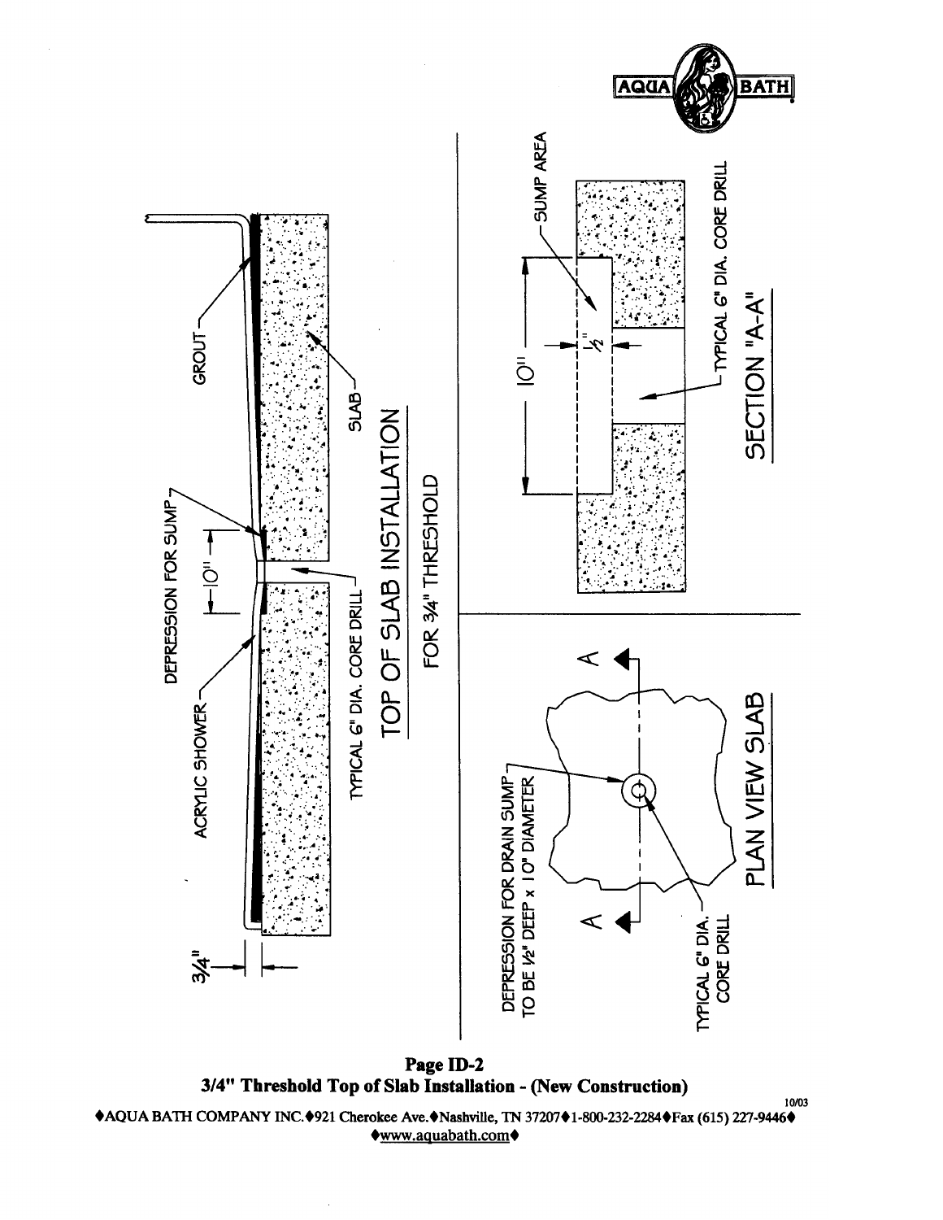# TOP OF SLAB INSTALLATION

FOR 3/4" THRESHOLD

GROUT

DEPRESSION FOR SUMP

10"

ACRYLIC SHOWER

SLAB

TYPICAL 6" DIA. CORE DRILL

3/4"

# SECTION "A-A"

SUMP AREA

10"

1/2"

TYPICAL 6" DIA. CORE DRILL

# PLAN VIEW SLAB

DEPRESSION FOR DRAIN SUMP TO BE 1/2" DEEP x 10" DIAMETER

TYPICAL 6" DIA. CORE DRILL

A

A

**Page ID-2**

**3/4" Threshold Top of Slab Installation - (New Construction)**

10/03

♦AQUA BATH COMPANY INC.♦921 Cherokee Ave.♦Nashville, TN 37207♦1-800-232-2284♦Fax (615) 227-9446♦

♦www.aquabath.com♦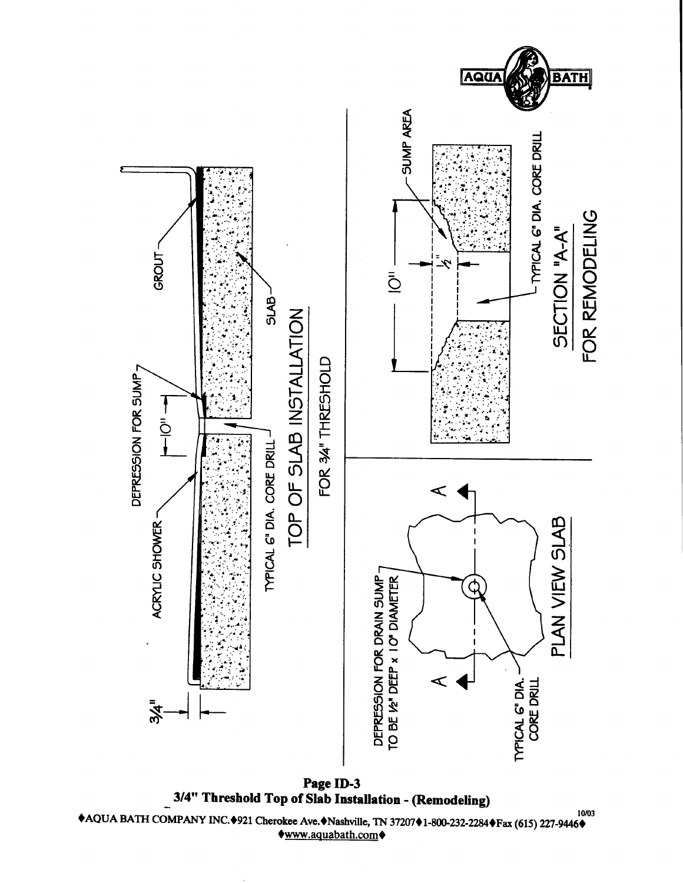## TOP OF SLAB INSTALLATION

FOR 3/4" THRESHOLD

GROUT

SLAB

DEPRESSION FOR SUMP

10"

ACRYLIC SHOWER

TYPICAL 6" DIA. CORE DRILL

3/4"

## SECTION "A-A"

FOR REMODELING

SUMP AREA

10"

1/2"

TYPICAL 6" DIA. CORE DRILL

## PLAN VIEW SLAB

DEPRESSION FOR DRAIN SUMP TO BE 1/2" DEEP x 10" DIAMETER

TYPICAL 6" DIA. CORE DRILL

A

A

**Page ID-3**

**3/4" Threshold Top of Slab Installation - (Remodeling)**

10/03

♦AQUA BATH COMPANY INC.♦921 Cherokee Ave.♦Nashville, TN 37207♦1-800-232-2284♦Fax (615) 227-9446♦
♦www.aquabath.com♦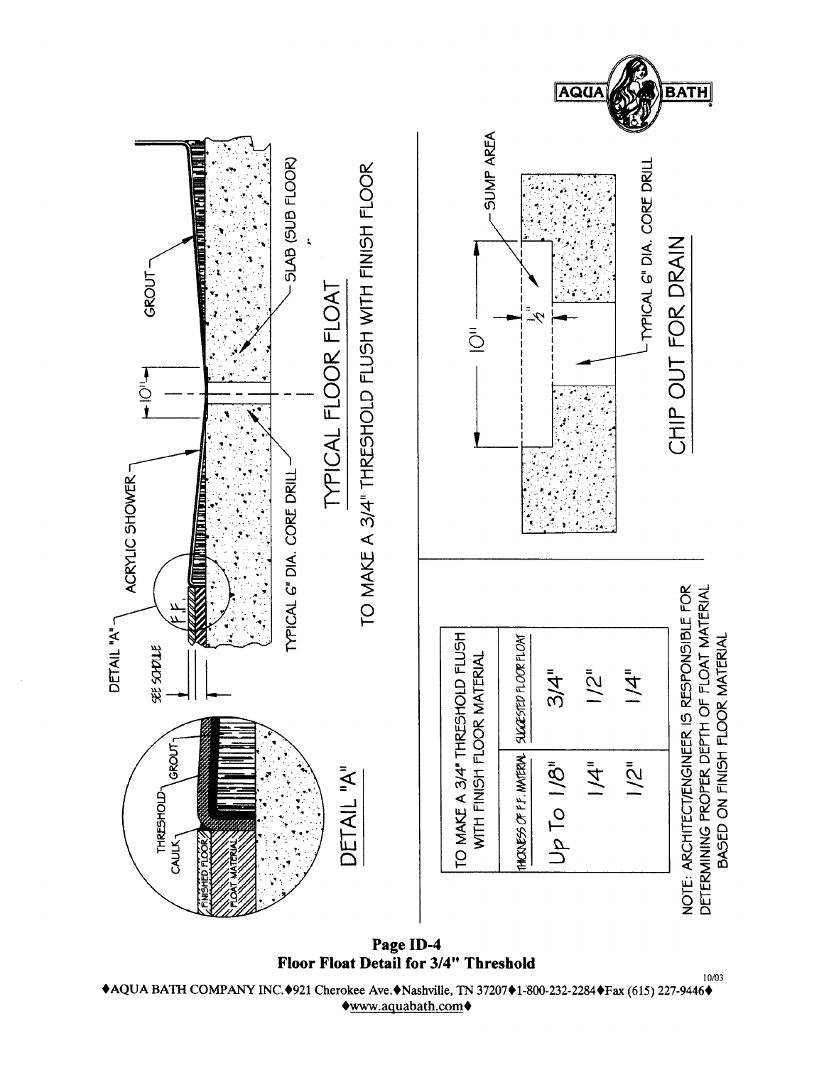# Floor Float Detail for 3/4" Threshold

## TYPICAL FLOOR FLOAT

TO MAKE A 3/4" THRESHOLD FLUSH WITH FINISH FLOOR

DETAIL "A"

ACRYLIC SHOWER

GROUT

SEE SCHEDULE

F.F.

10"

TYPICAL 6" DIA. CORE DRILL

SLAB (SUB FLOOR)

## DETAIL "A"

THRESHOLD

CAULK

GROUT

FINISHED FLOOR

FLOAT MATERIAL

## CHIP OUT FOR DRAIN

10"

1/2"

SUMP AREA

TYPICAL 6" DIA. CORE DRILL

| TO MAKE A 3/4" THRESHOLD FLUSH WITH FINISH FLOOR MATERIAL | |
|---|---|
| THICKNESS OF F.F. MATERIAL | SUGGESTED FLOOR FLOAT |
| Up To 1/8" | 3/4" |
| 1/4" | 1/2" |
| 1/2" | 1/4" |

NOTE: ARCHITECT/ENGINEER IS RESPONSIBLE FOR DETERMINING PROPER DEPTH OF FLOAT MATERIAL BASED ON FINISH FLOOR MATERIAL

**Page ID-4**
**Floor Float Detail for 3/4" Threshold**

10/03

♦AQUA BATH COMPANY INC.♦921 Cherokee Ave.♦Nashville, TN 37207♦1-800-232-2284♦Fax (615) 227-9446♦
♦www.aquabath.com♦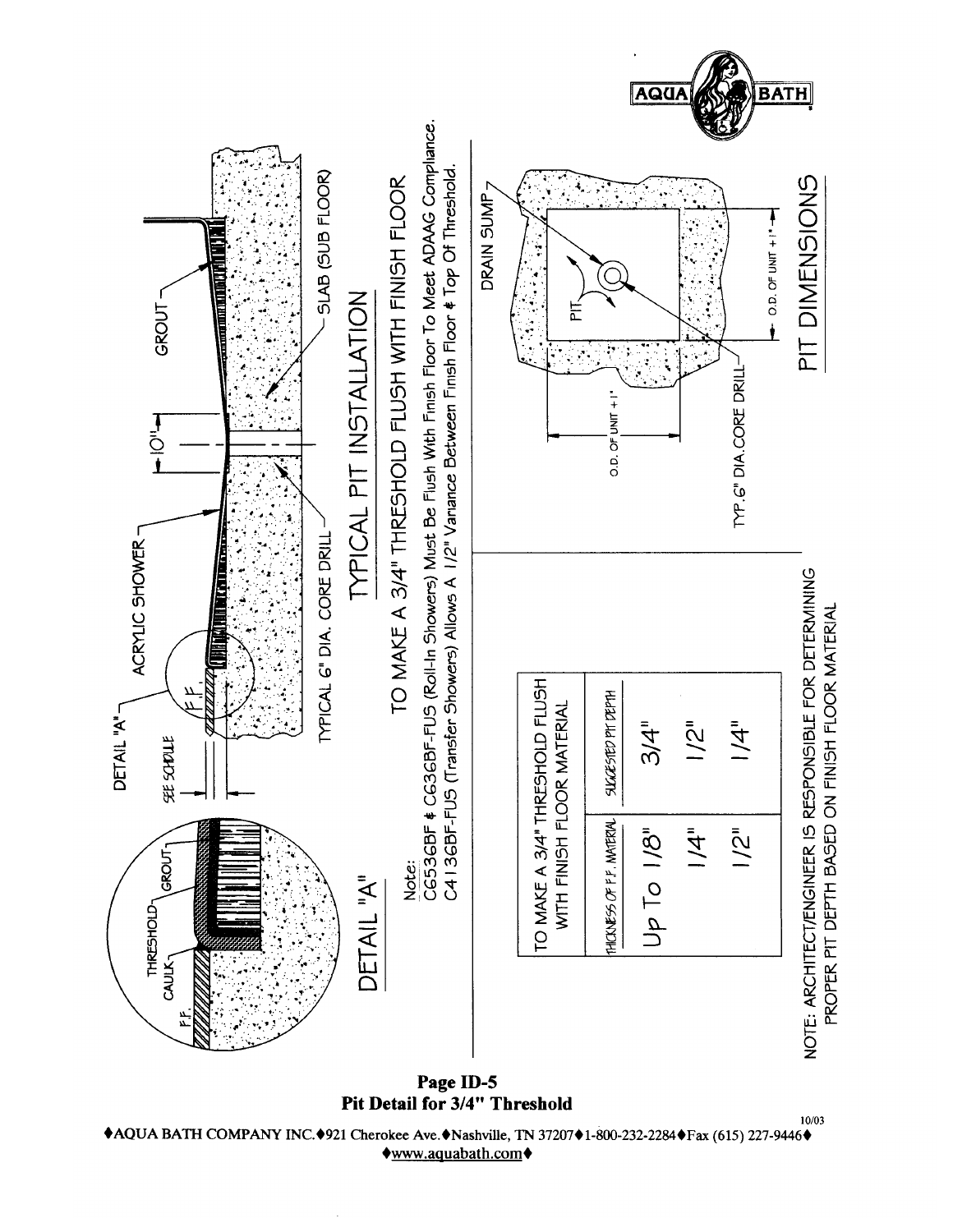AQUA BATH

DETAIL "A"

THRESHOLD
CAULK
F.F.
GROUT

DETAIL "A"

SEE SCHDULE

F.F.

ACRYLIC SHOWER

10"

GROUT

TYPICAL 6" DIA. CORE DRILL

SLAB (SUB FLOOR)

## TYPICAL PIT INSTALLATION

TO MAKE A 3/4" THRESHOLD FLUSH WITH FINISH FLOOR

Note:
C6536BF & C636BF-FUS (Roll-In Showers) Must Be Flush With Finish Floor To Meet ADAAG Compliance.
C4136BF-FUS (Transfer Showers) Allows A 1/2" Variance Between Finish Floor & Top Of Threshold.

DRAIN SUMP

PIT

O.D. OF UNIT + 1"

O.D. OF UNIT + 1"

TYP. 6" DIA. CORE DRILL

## PIT DIMENSIONS

| TO MAKE A 3/4" THRESHOLD FLUSH WITH FINISH FLOOR MATERIAL | |
|---|---|
| THICKNESS OF F.F. MATERIAL | SUGGESTED PIT DEPTH |
| Up To 1/8" | 3/4" |
| 1/4" | 1/2" |
| 1/2" | 1/4" |

NOTE: ARCHITECT/ENGINEER IS RESPONSIBLE FOR DETERMINING PROPER PIT DEPTH BASED ON FINISH FLOOR MATERIAL

**Page ID-5**
**Pit Detail for 3/4" Threshold**

10/03

♦AQUA BATH COMPANY INC.♦921 Cherokee Ave.♦Nashville, TN 37207♦1-800-232-2284♦Fax (615) 227-9446♦
♦www.aquabath.com♦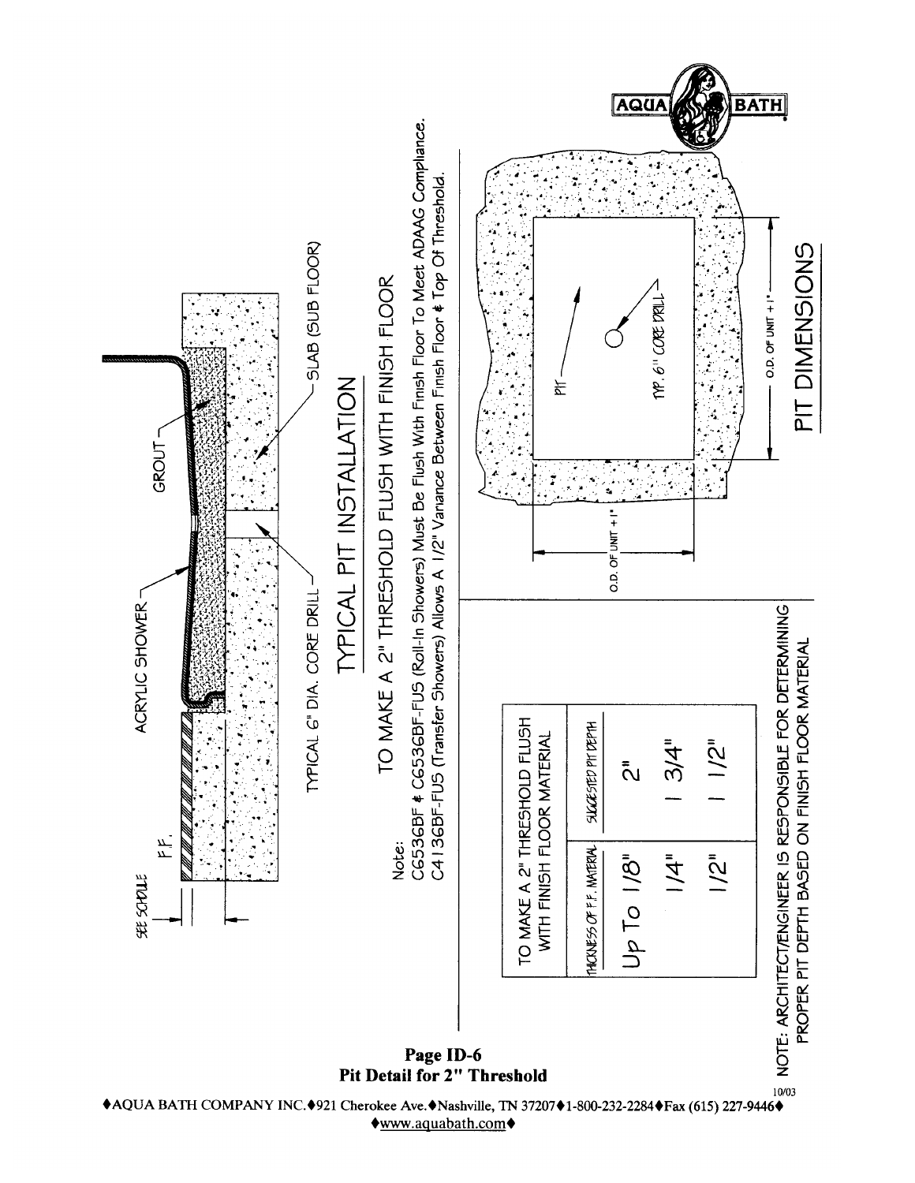# Page ID-6
## Pit Detail for 2" Threshold

SEE SCHDULE

F.F.

ACRYLIC SHOWER

GROUT

SLAB (SUB FLOOR)

TYPICAL 6" DIA. CORE DRILL

## TYPICAL PIT INSTALLATION

TO MAKE A 2" THRESHOLD FLUSH WITH FINISH FLOOR

Note:
C6536BF & C6536BF-FUS (Roll-In Showers) Must Be Flush With Finish Floor To Meet ADAAG Compliance.
C4136BF-FUS (Transfer Showers) Allows A 1/2" Variance Between Finish Floor & Top Of Threshold.

| TO MAKE A 2" THRESHOLD FLUSH WITH FINISH FLOOR MATERIAL | |
|---|---|
| THICKNESS OF F.F. MATERIAL | SUGGESTED PIT DEPTH |
| Up To 1/8" | 2" |
| 1/4" | 1 3/4" |
| 1/2" | 1 1/2" |

NOTE: ARCHITECT/ENGINEER IS RESPONSIBLE FOR DETERMINING PROPER PIT DEPTH BASED ON FINISH FLOOR MATERIAL

PIT

TYP. 6" CORE DRILL

O.D. OF UNIT + 1"

O.D. OF UNIT + 1"

## PIT DIMENSIONS

AQUA BATH

10/03

♦AQUA BATH COMPANY INC.♦921 Cherokee Ave.♦Nashville, TN 37207♦1-800-232-2284♦Fax (615) 227-9446♦
♦www.aquabath.com♦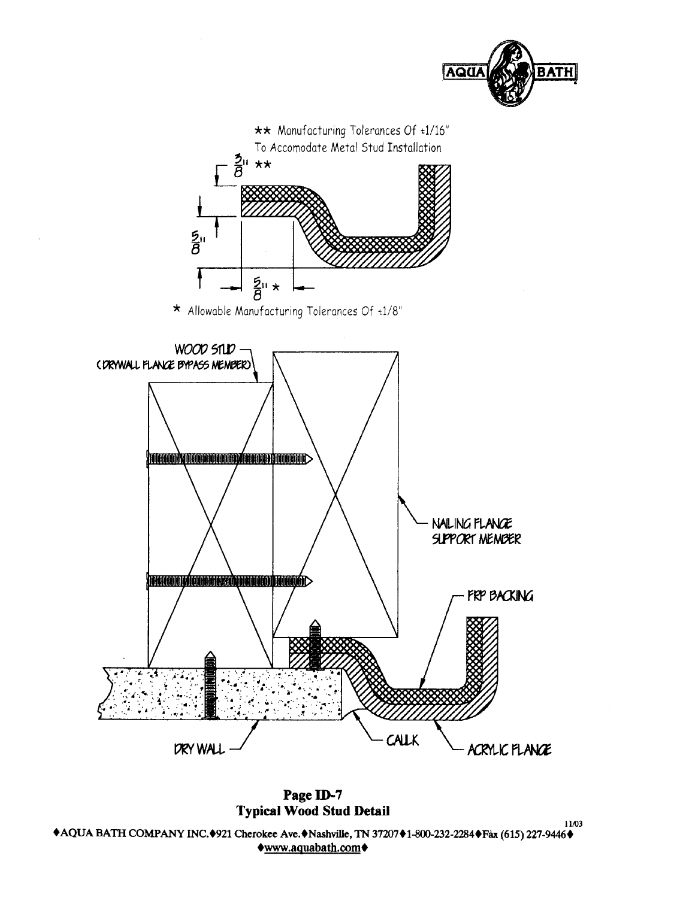** Manufacturing Tolerances Of ±1/16" To Accomodate Metal Stud Installation

3/8" **

5/8"

5/8" *

* Allowable Manufacturing Tolerances Of ±1/8"

WOOD STUD (DRYWALL FLANGE BYPASS MEMBER)

NAILING FLANGE SUPPORT MEMBER

FRP BACKING

DRY WALL

CALLK

ACRYLIC FLANGE

**Page ID-7**
**Typical Wood Stud Detail**

11/03

♦AQUA BATH COMPANY INC.♦921 Cherokee Ave.♦Nashville, TN 37207♦1-800-232-2284♦Fax (615) 227-9446♦
♦www.aquabath.com♦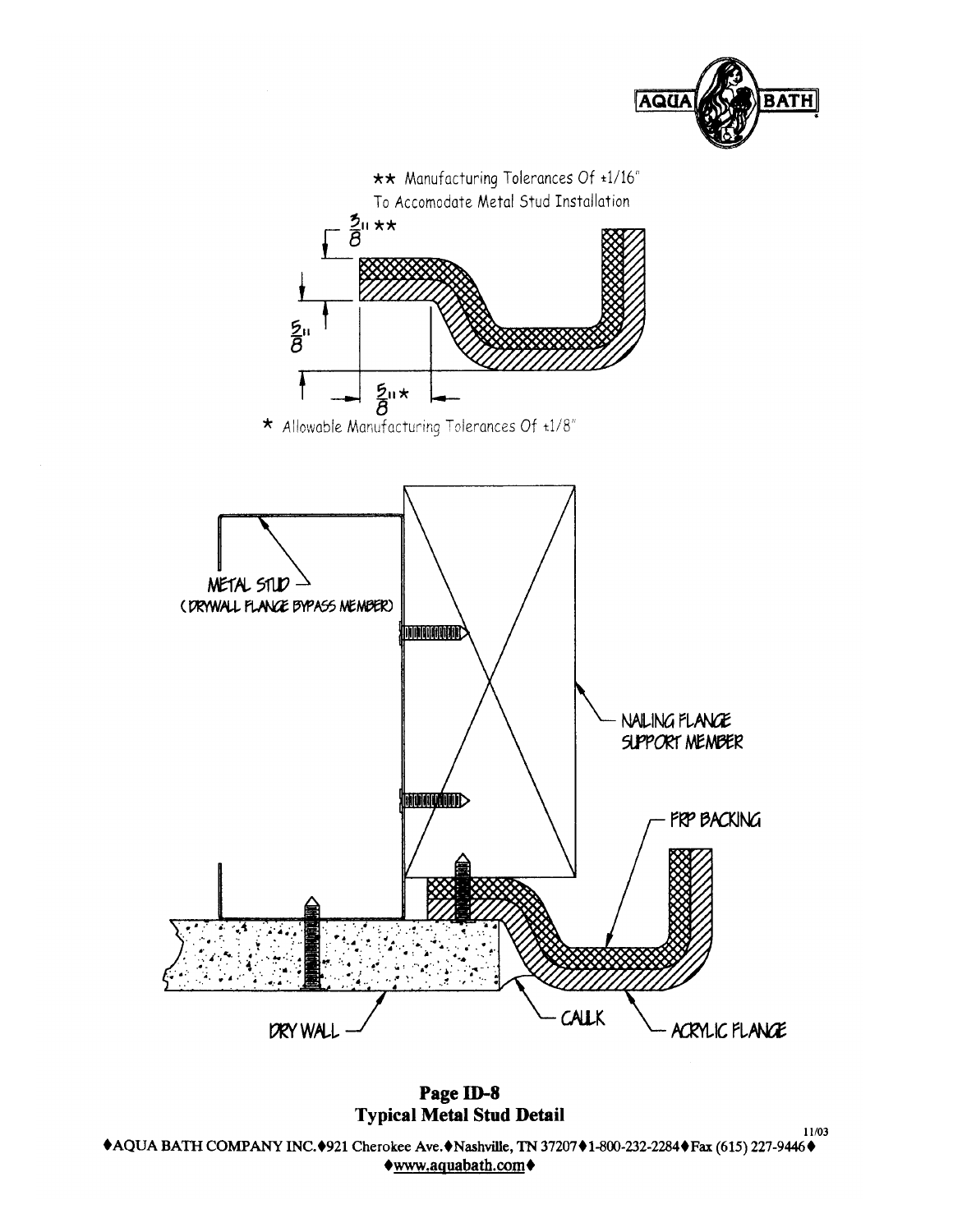** Manufacturing Tolerances Of ±1/16"
To Accomodate Metal Stud Installation

3/8" **

5/8"

5/8" *

* Allowable Manufacturing Tolerances Of ±1/8"

METAL STUD
(DRYWALL FLANGE BYPASS MEMBER)

NAILING FLANGE
SUPPORT MEMBER

FRP BACKING

DRY WALL

CAULK

ACRYLIC FLANGE

**Page ID-8**
**Typical Metal Stud Detail**

11/03

♦AQUA BATH COMPANY INC.♦921 Cherokee Ave.♦Nashville, TN 37207♦1-800-232-2284♦Fax (615) 227-9446♦
♦www.aquabath.com♦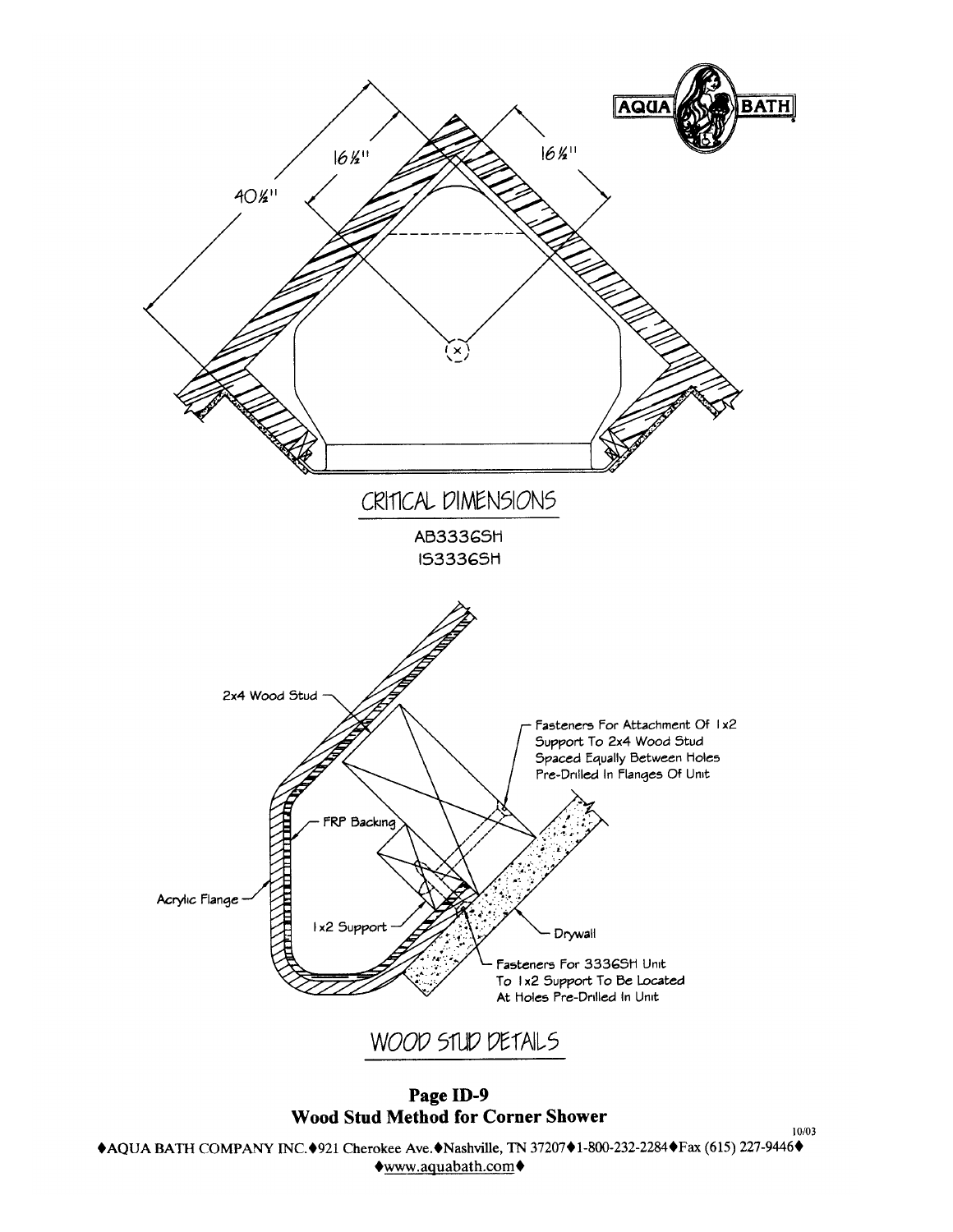40½"

16½"

16½"

## CRITICAL DIMENSIONS

AB3336SH
IS3336SH

2x4 Wood Stud

Fasteners For Attachment Of 1x2 Support To 2x4 Wood Stud Spaced Equally Between Holes Pre-Drilled In Flanges Of Unit

FRP Backing

Acrylic Flange

1x2 Support

Drywall

Fasteners For 3336SH Unit To 1x2 Support To Be Located At Holes Pre-Drilled In Unit

## WOOD STUD DETAILS

**Page ID-9**
**Wood Stud Method for Corner Shower**

10/03

♦AQUA BATH COMPANY INC.♦921 Cherokee Ave.♦Nashville, TN 37207♦1-800-232-2284♦Fax (615) 227-9446♦
♦www.aquabath.com♦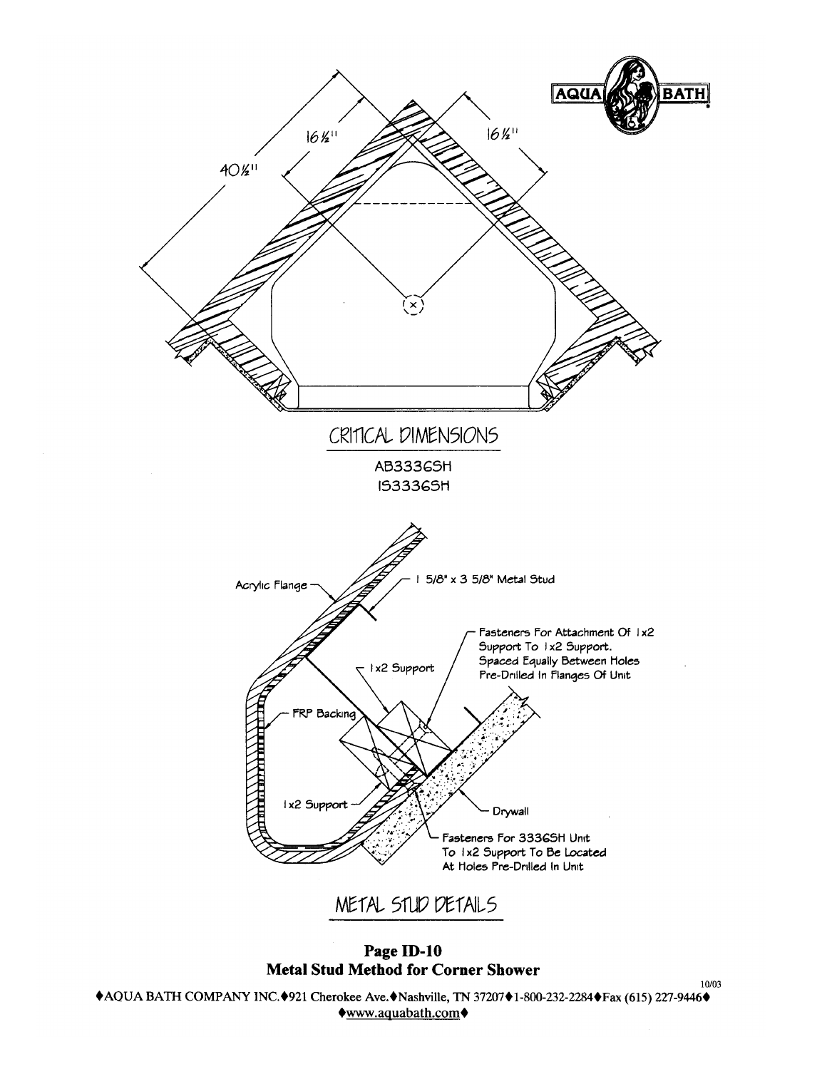AQUA BATH

16½"

16½"

40½"

## CRITICAL DIMENSIONS

AB3336SH
IS3336SH

Acrylic Flange

1 5/8" x 3 5/8" Metal Stud

Fasteners For Attachment Of 1x2 Support To 1x2 Support. Spaced Equally Between Holes Pre-Drilled In Flanges Of Unit

1x2 Support

FRP Backing

1x2 Support

Drywall

Fasteners For 3336SH Unit To 1x2 Support To Be Located At Holes Pre-Drilled In Unit

## METAL STUD DETAILS

**Page ID-10**
**Metal Stud Method for Corner Shower**

10/03

♦AQUA BATH COMPANY INC.♦921 Cherokee Ave.♦Nashville, TN 37207♦1-800-232-2284♦Fax (615) 227-9446♦
♦www.aquabath.com♦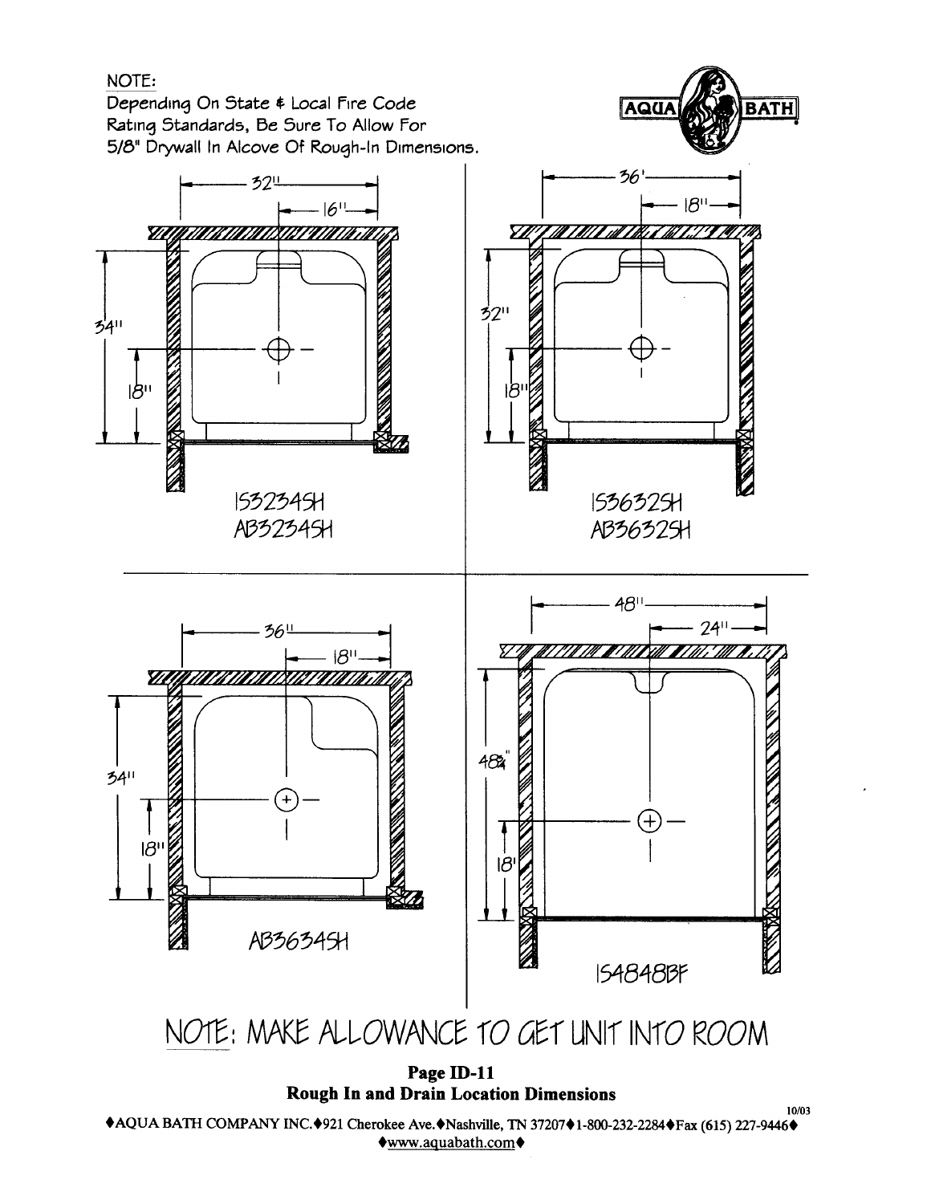NOTE:
Depending On State & Local Fire Code Rating Standards, Be Sure To Allow For 5/8" Drywall In Alcove Of Rough-In Dimensions.

AQUA BATH

32"
16"
34"
18"

IS3234SH
AB3234SH

36"
18"
32"
18"

IS3632SH
AB3632SH

36"
18"
34"
18"

AB3634SH

48"
24"
48¾"
18"

IS4848BF

NOTE: MAKE ALLOWANCE TO GET UNIT INTO ROOM

**Page ID-11**
**Rough In and Drain Location Dimensions**

10/03

♦AQUA BATH COMPANY INC.♦921 Cherokee Ave.♦Nashville, TN 37207♦1-800-232-2284♦Fax (615) 227-9446♦
♦www.aquabath.com♦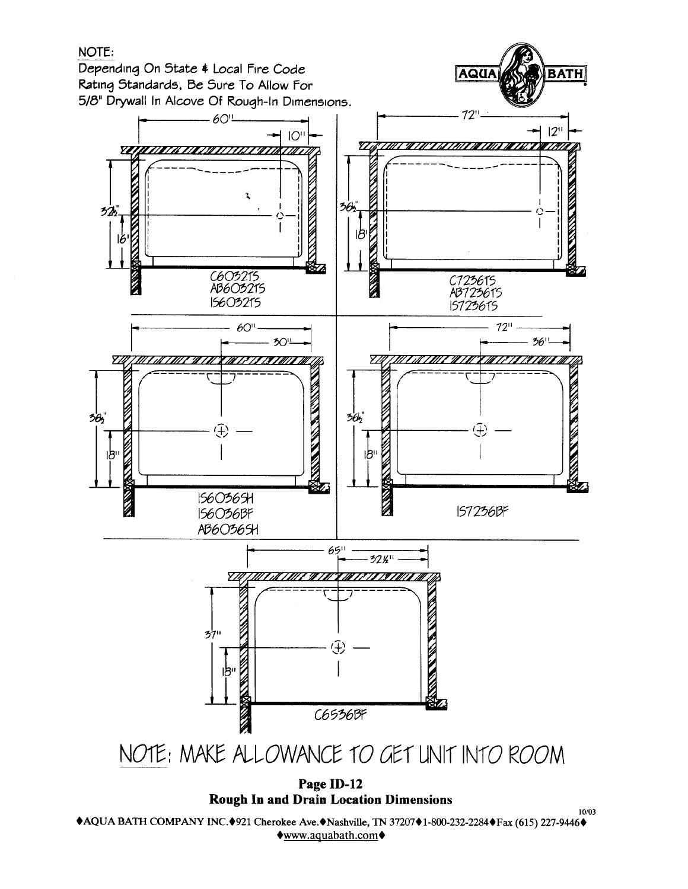NOTE:
Depending On State & Local Fire Code Rating Standards, Be Sure To Allow For 5/8" Drywall In Alcove Of Rough-In Dimensions.

AQUA BATH

60" | 10" | 32½" | 16"

C6032TS
AB6032TS
IS6032TS

72" | 12" | 36½" | 18"

C7236TS
AB7236TS
IS7236TS

60" | 30" | 36½" | 18"

IS6036SH
IS6036BF
AB6036SH

72" | 36" | 36½" | 18"

IS7236BF

65" | 32½" | 37" | 18"

C6536BF

NOTE: MAKE ALLOWANCE TO GET UNIT INTO ROOM

**Page ID-12**
**Rough In and Drain Location Dimensions**

10/03

♦AQUA BATH COMPANY INC.♦921 Cherokee Ave.♦Nashville, TN 37207♦1-800-232-2284♦Fax (615) 227-9446♦
♦www.aquabath.com♦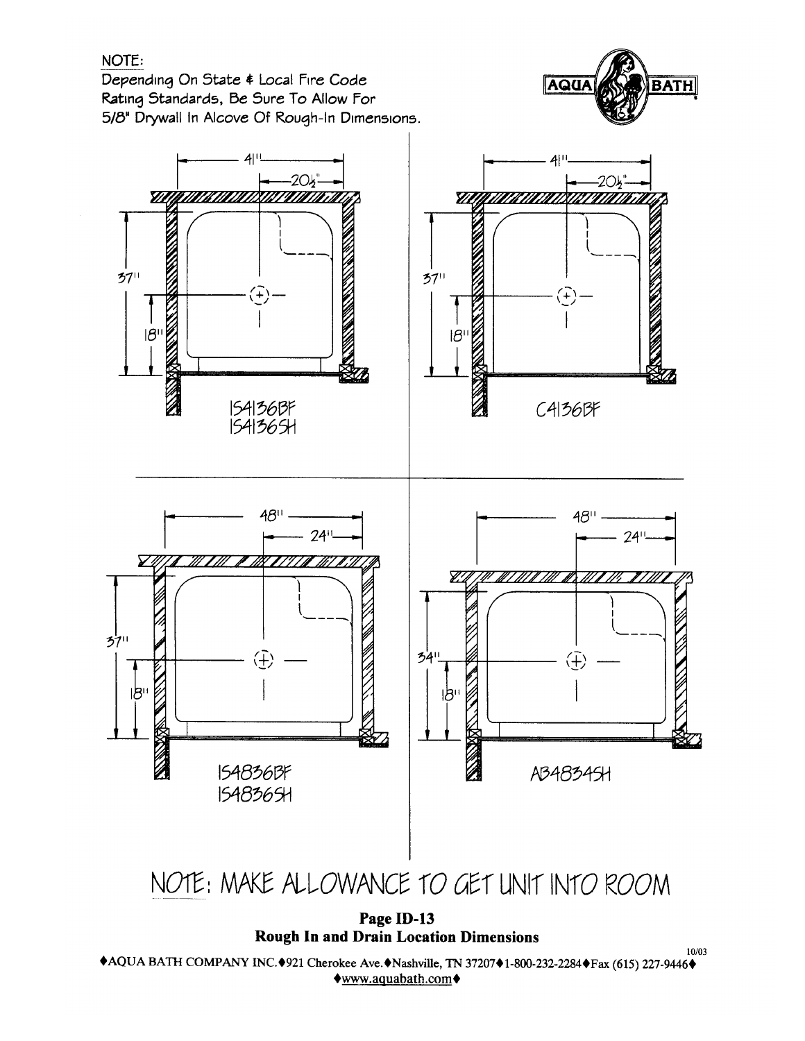NOTE:
Depending On State & Local Fire Code Rating Standards, Be Sure To Allow For 5/8" Drywall In Alcove Of Rough-In Dimensions.

AQUA BATH

41"
20½"
37"
18"

IS4136BF
IS4136SH

41"
20½"
37"
18"

C4136BF

48"
24"
37"
18"

IS4836BF
IS4836SH

48"
24"
34"
18"

AB4834SH

NOTE: MAKE ALLOWANCE TO GET UNIT INTO ROOM

**Page ID-13**
**Rough In and Drain Location Dimensions**

10/03

♦AQUA BATH COMPANY INC.♦921 Cherokee Ave.♦Nashville, TN 37207♦1-800-232-2284♦Fax (615) 227-9446♦
♦www.aquabath.com♦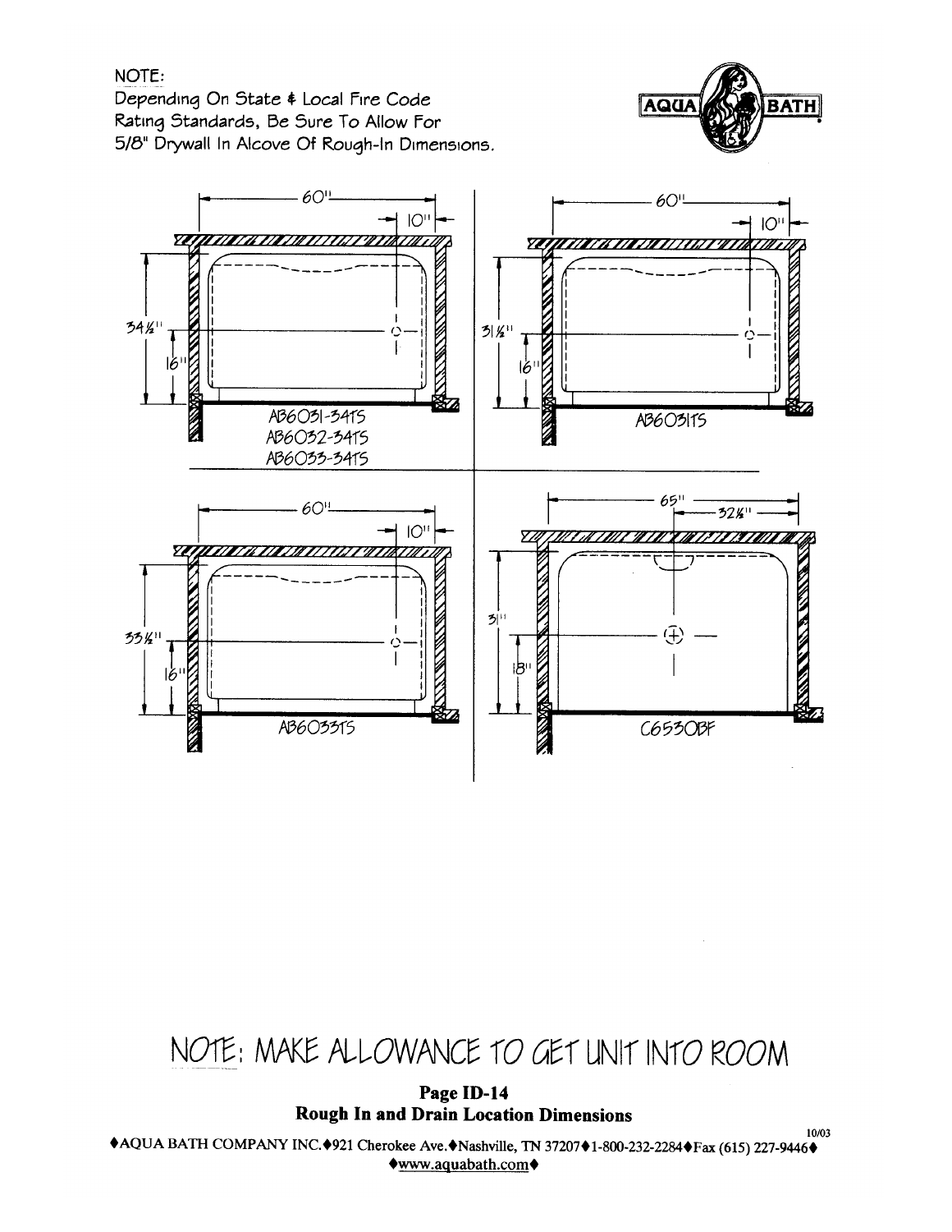NOTE:
Depending On State & Local Fire Code Rating Standards, Be Sure To Allow For 5/8" Drywall In Alcove Of Rough-In Dimensions.

60"
10"
34½"
16"
AB6031-34TS
AB6032-34TS
AB6033-34TS

60"
10"
31½"
16"
AB6031TS

60"
10"
33½"
16"
AB6033TS

65"
32½"
31"
18"
C6530BF

NOTE: MAKE ALLOWANCE TO GET UNIT INTO ROOM

**Page ID-14**
**Rough In and Drain Location Dimensions**

10/03

♦AQUA BATH COMPANY INC.♦921 Cherokee Ave.♦Nashville, TN 37207♦1-800-232-2284♦Fax (615) 227-9446♦
♦www.aquabath.com♦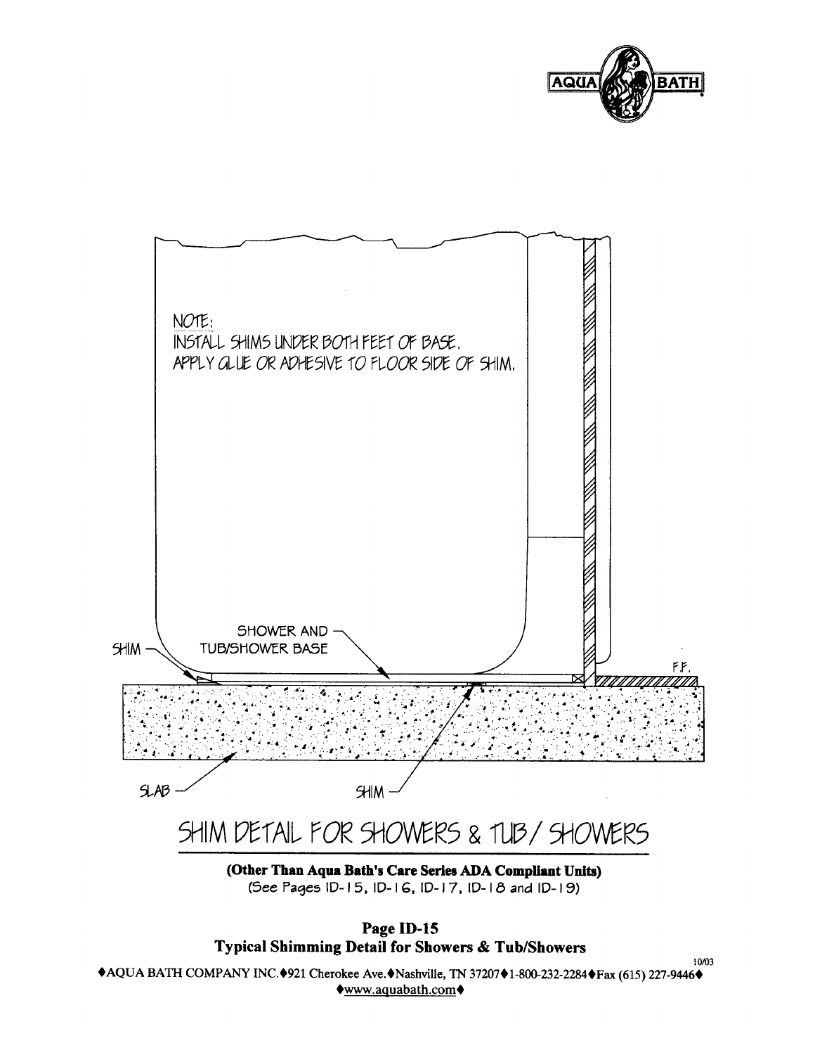NOTE:
INSTALL SHIMS UNDER BOTH FEET OF BASE.
APPLY GLUE OR ADHESIVE TO FLOOR SIDE OF SHIM.

SHIM

SHOWER AND TUB/SHOWER BASE

F.F.

SLAB

SHIM

# SHIM DETAIL FOR SHOWERS & TUB/ SHOWERS

**(Other Than Aqua Bath's Care Series ADA Compliant Units)**
(See Pages ID-15, ID-16, ID-17, ID-18 and ID-19)

**Page ID-15**
**Typical Shimming Detail for Showers & Tub/Showers**

10/03

♦AQUA BATH COMPANY INC.♦921 Cherokee Ave.♦Nashville, TN 37207♦1-800-232-2284♦Fax (615) 227-9446♦
♦www.aquabath.com♦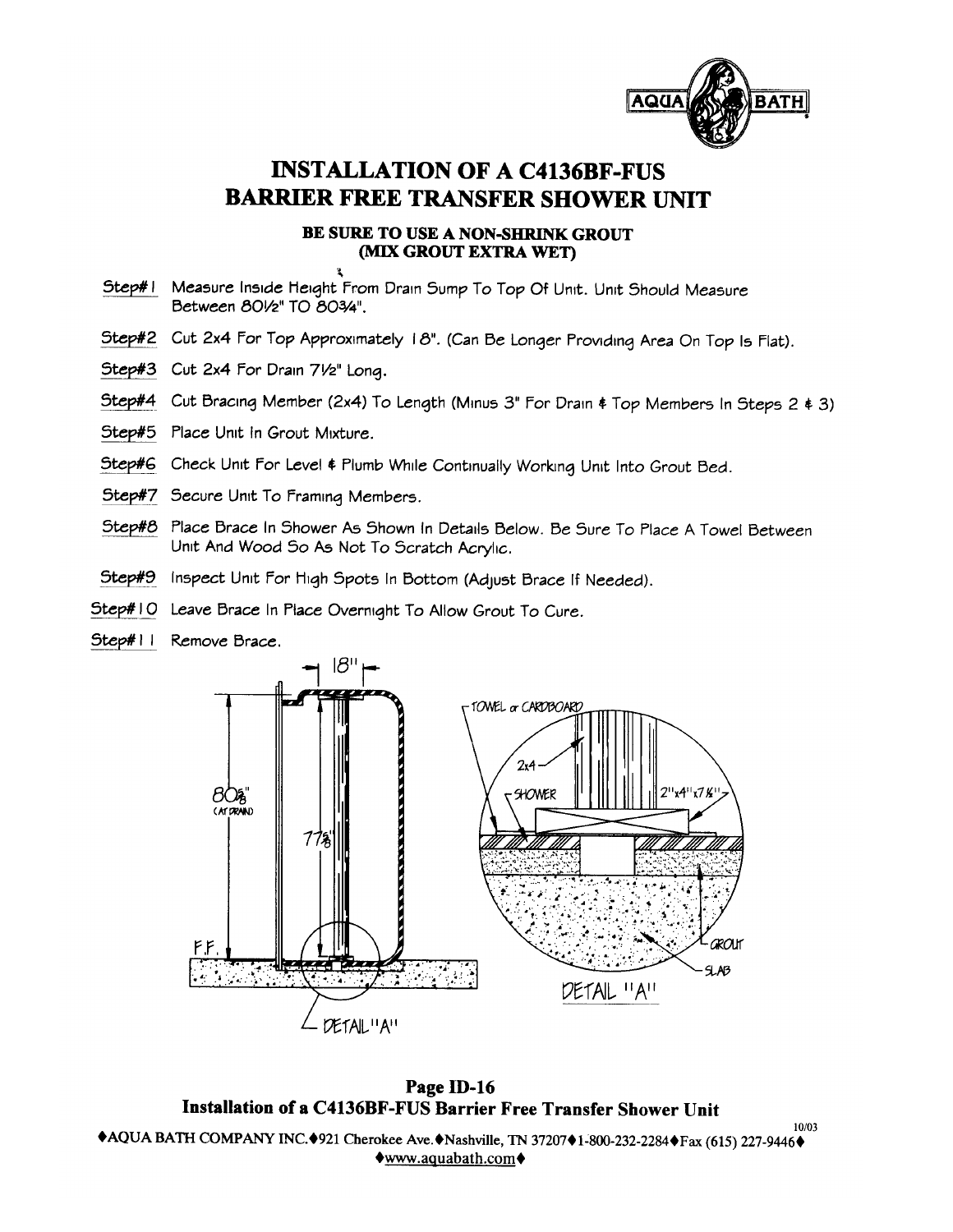# INSTALLATION OF A C4136BF-FUS BARRIER FREE TRANSFER SHOWER UNIT

**BE SURE TO USE A NON-SHRINK GROUT (MIX GROUT EXTRA WET)**

Step#1 Measure Inside Height From Drain Sump To Top Of Unit. Unit Should Measure Between 80½" TO 80¾".

Step#2 Cut 2x4 For Top Approximately 18". (Can Be Longer Providing Area On Top Is Flat).

Step#3 Cut 2x4 For Drain 7½" Long.

Step#4 Cut Bracing Member (2x4) To Length (Minus 3" For Drain & Top Members In Steps 2 & 3)

Step#5 Place Unit In Grout Mixture.

Step#6 Check Unit For Level & Plumb While Continually Working Unit Into Grout Bed.

Step#7 Secure Unit To Framing Members.

Step#8 Place Brace In Shower As Shown In Details Below. Be Sure To Place A Towel Between Unit And Wood So As Not To Scratch Acrylic.

Step#9 Inspect Unit For High Spots In Bottom (Adjust Brace If Needed).

Step#10 Leave Brace In Place Overnight To Allow Grout To Cure.

Step#11 Remove Brace.

18"

80⅝" (AT DRAIN)

77⅝"

F.F.

DETAIL "A"

TOWEL or CARDBOARD

2x4

SHOWER

2"x4"x7½"

GROUT

SLAB

DETAIL "A"

**Page ID-16**
**Installation of a C4136BF-FUS Barrier Free Transfer Shower Unit**

10/03

♦AQUA BATH COMPANY INC.♦921 Cherokee Ave.♦Nashville, TN 37207♦1-800-232-2284♦Fax (615) 227-9446♦
♦www.aquabath.com♦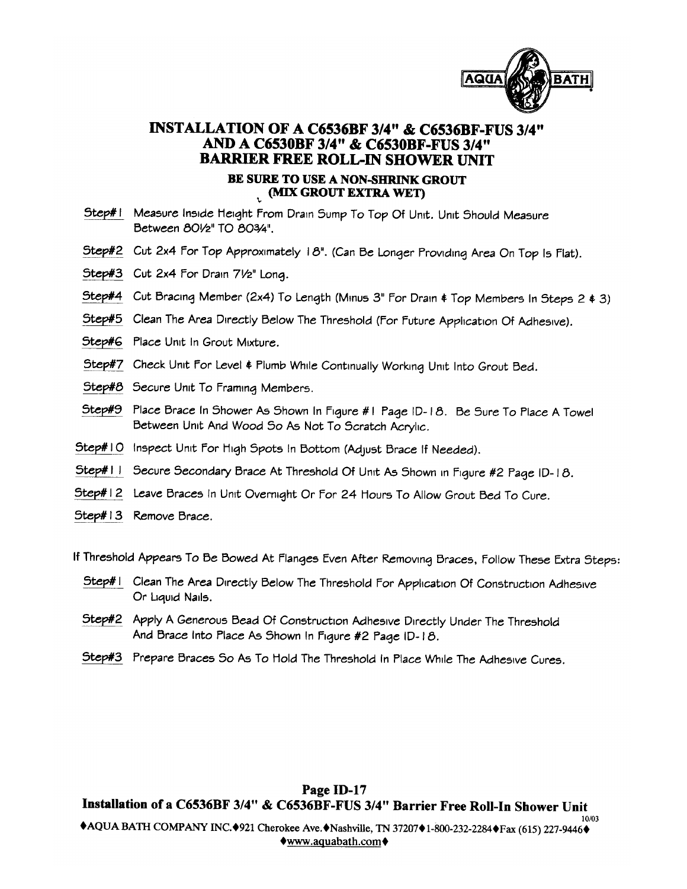# INSTALLATION OF A C6536BF 3/4" & C6536BF-FUS 3/4" AND A C6530BF 3/4" & C6530BF-FUS 3/4" BARRIER FREE ROLL-IN SHOWER UNIT

**BE SURE TO USE A NON-SHRINK GROUT (MIX GROUT EXTRA WET)**

Step#1 Measure Inside Height From Drain Sump To Top Of Unit. Unit Should Measure Between 80½" TO 80¾".

Step#2 Cut 2x4 For Top Approximately 18". (Can Be Longer Providing Area On Top Is Flat).

Step#3 Cut 2x4 For Drain 7½" Long.

Step#4 Cut Bracing Member (2x4) To Length (Minus 3" For Drain & Top Members In Steps 2 & 3)

Step#5 Clean The Area Directly Below The Threshold (For Future Application Of Adhesive).

Step#6 Place Unit In Grout Mixture.

Step#7 Check Unit For Level & Plumb While Continually Working Unit Into Grout Bed.

Step#8 Secure Unit To Framing Members.

Step#9 Place Brace In Shower As Shown In Figure #1 Page ID-18. Be Sure To Place A Towel Between Unit And Wood So As Not To Scratch Acrylic.

Step#10 Inspect Unit For High Spots In Bottom (Adjust Brace If Needed).

Step#11 Secure Secondary Brace At Threshold Of Unit As Shown in Figure #2 Page ID-18.

Step#12 Leave Braces In Unit Overnight Or For 24 Hours To Allow Grout Bed To Cure.

Step#13 Remove Brace.

If Threshold Appears To Be Bowed At Flanges Even After Removing Braces, Follow These Extra Steps:

Step#1 Clean The Area Directly Below The Threshold For Application Of Construction Adhesive Or Liquid Nails.

Step#2 Apply A Generous Bead Of Construction Adhesive Directly Under The Threshold And Brace Into Place As Shown In Figure #2 Page ID-18.

Step#3 Prepare Braces So As To Hold The Threshold In Place While The Adhesive Cures.

**Page ID-17**

**Installation of a C6536BF 3/4" & C6536BF-FUS 3/4" Barrier Free Roll-In Shower Unit**

10/03

♦AQUA BATH COMPANY INC.♦921 Cherokee Ave.♦Nashville, TN 37207♦1-800-232-2284♦Fax (615) 227-9446♦
♦www.aquabath.com♦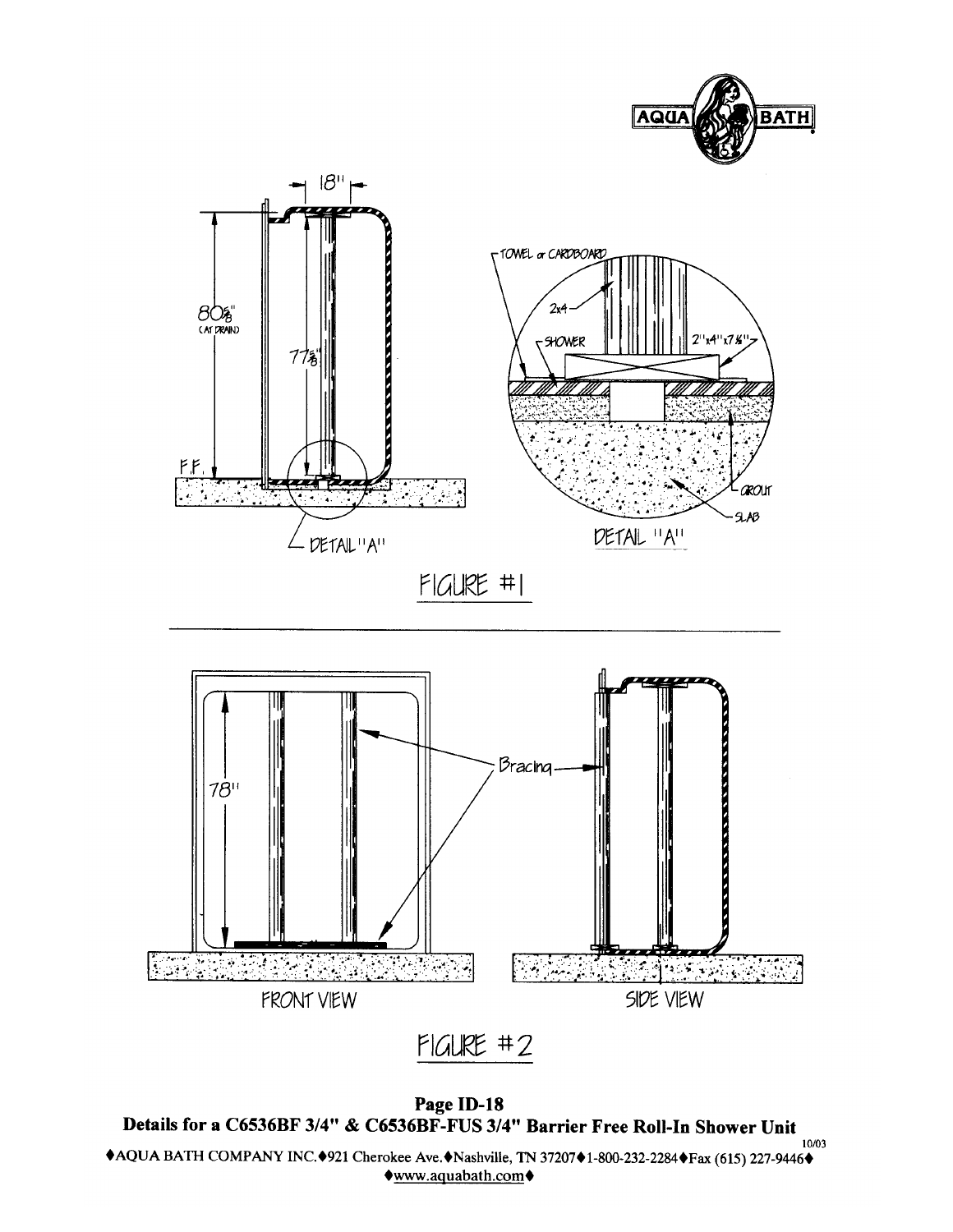18"

80⅝" (AT DRAIN)

77⅞"

F.F.

DETAIL "A"

TOWEL or CARDBOARD

2x4

SHOWER

2"x4"x7⅛"

GROUT

SLAB

DETAIL "A"

FIGURE #1

78"

Bracing

FRONT VIEW

SIDE VIEW

FIGURE #2

**Page ID-18**

**Details for a C6536BF 3/4" & C6536BF-FUS 3/4" Barrier Free Roll-In Shower Unit**

10/03

♦AQUA BATH COMPANY INC.♦921 Cherokee Ave.♦Nashville, TN 37207♦1-800-232-2284♦Fax (615) 227-9446♦

♦www.aquabath.com♦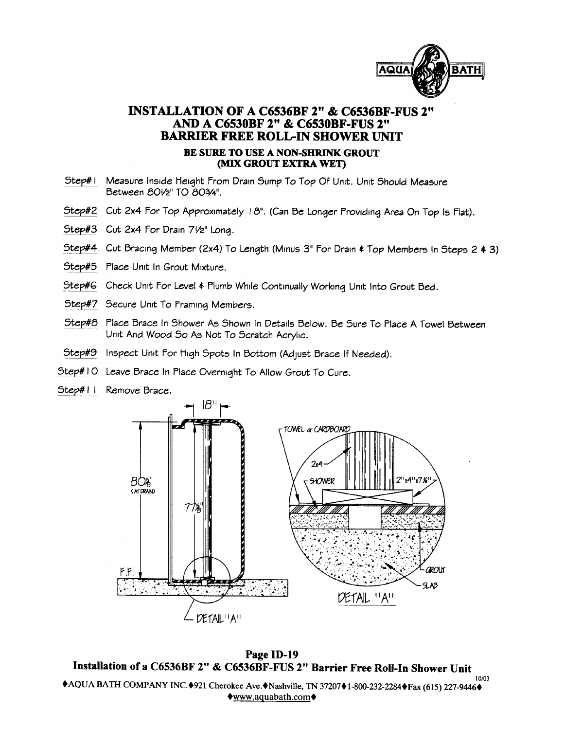# INSTALLATION OF A C6536BF 2" & C6536BF-FUS 2" AND A C6530BF 2" & C6530BF-FUS 2" BARRIER FREE ROLL-IN SHOWER UNIT

**BE SURE TO USE A NON-SHRINK GROUT (MIX GROUT EXTRA WET)**

- Step#1 Measure Inside Height From Drain Sump To Top Of Unit. Unit Should Measure Between 80½" TO 80¾".
- Step#2 Cut 2x4 For Top Approximately 18". (Can Be Longer Providing Area On Top Is Flat).
- Step#3 Cut 2x4 For Drain 7½" Long.
- Step#4 Cut Bracing Member (2x4) To Length (Minus 3" For Drain & Top Members In Steps 2 & 3)
- Step#5 Place Unit In Grout Mixture.
- Step#6 Check Unit For Level & Plumb While Continually Working Unit Into Grout Bed.
- Step#7 Secure Unit To Framing Members.
- Step#8 Place Brace In Shower As Shown In Details Below. Be Sure To Place A Towel Between Unit And Wood So As Not To Scratch Acrylic.
- Step#9 Inspect Unit For High Spots In Bottom (Adjust Brace If Needed).
- Step#10 Leave Brace In Place Overnight To Allow Grout To Cure.
- Step#11 Remove Brace.

18"

80⅝" (AT DRAIN)

77⅝"

F.F.

DETAIL "A"

TOWEL or CARDBOARD

2x4

SHOWER

2"x4"x7½"

GROUT

SLAB

DETAIL "A"

**Page ID-19**

**Installation of a C6536BF 2" & C6536BF-FUS 2" Barrier Free Roll-In Shower Unit**

10/03

♦AQUA BATH COMPANY INC.♦921 Cherokee Ave.♦Nashville, TN 37207♦1-800-232-2284♦Fax (615) 227-9446♦
♦www.aquabath.com♦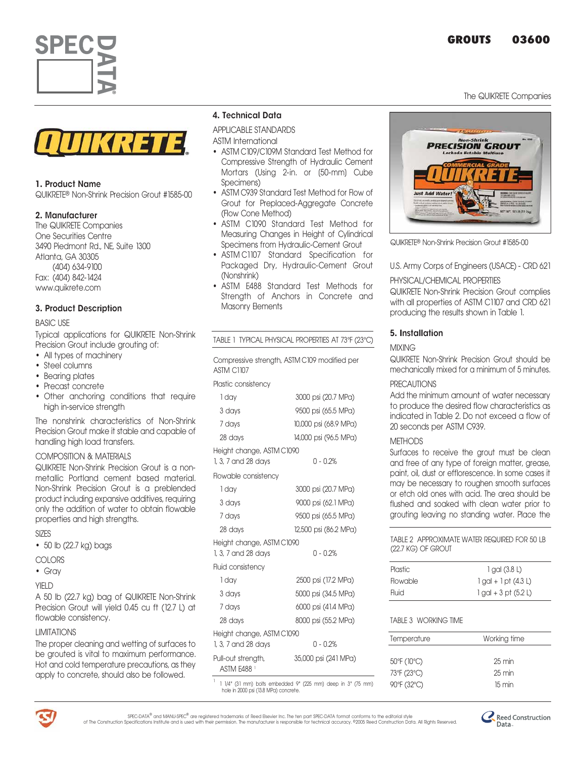GROUTS 03600

The QUIKRETE Companies

## 1. Product Name

QUIKRETE® Non-Shrink Precision Grout #1585-00

## 2. Manufacturer

The QUIKRETE Companies
One Securities Centre
3490 Piedmont Rd., NE, Suite 1300
Atlanta, GA 30305
(404) 634-9100
Fax: (404) 842-1424
www.quikrete.com

## 3. Product Description

BASIC USE

Typical applications for QUIKRETE Non-Shrink Precision Grout include grouting of:

- All types of machinery
- Steel columns
- Bearing plates
- Precast concrete
- Other anchoring conditions that require high in-service strength

The nonshrink characteristics of Non-Shrink Precision Grout make it stable and capable of handling high load transfers.

COMPOSITION & MATERIALS

QUIKRETE Non-Shrink Precision Grout is a non-metallic Portland cement based material. Non-Shrink Precision Grout is a preblended product including expansive additives, requiring only the addition of water to obtain flowable properties and high strengths.

SIZES

- 50 lb (22.7 kg) bags

COLORS

- Gray

YIELD

A 50 lb (22.7 kg) bag of QUIKRETE Non-Shrink Precision Grout will yield 0.45 cu ft (12.7 L) at flowable consistency.

LIMITATIONS

The proper cleaning and wetting of surfaces to be grouted is vital to maximum performance. Hot and cold temperature precautions, as they apply to concrete, should also be followed.

## 4. Technical Data

APPLICABLE STANDARDS

ASTM International

- ASTM C109/C109M Standard Test Method for Compressive Strength of Hydraulic Cement Mortars (Using 2-in. or (50-mm) Cube Specimens)
- ASTM C939 Standard Test Method for Flow of Grout for Preplaced-Aggregate Concrete (Flow Cone Method)
- ASTM C1090 Standard Test Method for Measuring Changes in Height of Cylindrical Specimens from Hydraulic-Cement Grout
- ASTM C1107 Standard Specification for Packaged Dry, Hydraulic-Cement Grout (Nonshrink)
- ASTM E488 Standard Test Methods for Strength of Anchors in Concrete and Masonry Elements

TABLE 1 TYPICAL PHYSICAL PROPERTIES AT 73°F (23°C)

| Property | Value |
|---|---|
| Compressive strength, ASTM C109 modified per ASTM C1107 | |
| Plastic consistency | |
| 1 day | 3000 psi (20.7 MPa) |
| 3 days | 9500 psi (65.5 MPa) |
| 7 days | 10,000 psi (68.9 MPa) |
| 28 days | 14,000 psi (96.5 MPa) |
| Height change, ASTM C1090 1, 3, 7 and 28 days | 0 - 0.2% |
| Flowable consistency | |
| 1 day | 3000 psi (20.7 MPa) |
| 3 days | 9000 psi (62.1 MPa) |
| 7 days | 9500 psi (65.5 MPa) |
| 28 days | 12,500 psi (86.2 MPa) |
| Height change, ASTM C1090 1, 3, 7 and 28 days | 0 - 0.2% |
| Fluid consistency | |
| 1 day | 2500 psi (17.2 MPa) |
| 3 days | 5000 psi (34.5 MPa) |
| 7 days | 6000 psi (41.4 MPa) |
| 28 days | 8000 psi (55.2 MPa) |
| Height change, ASTM C1090 1, 3, 7 and 28 days | 0 - 0.2% |
| Pull-out strength, ASTM E488 [1] | 35,000 psi (241 MPa) |

[1] 1 1/4" (31 mm) bolts embedded 9" (225 mm) deep in 3" (75 mm) hole in 2000 psi (13.8 MPa) concrete.

QUIKRETE® Non-Shrink Precision Grout #1585-00

U.S. Army Corps of Engineers (USACE) - CRD 621

PHYSICAL/CHEMICAL PROPERTIES

QUIKRETE Non-Shrink Precision Grout complies with all properties of ASTM C1107 and CRD 621 producing the results shown in Table 1.

## 5. Installation

MIXING

QUIKRETE Non-Shrink Precision Grout should be mechanically mixed for a minimum of 5 minutes.

PRECAUTIONS

Add the minimum amount of water necessary to produce the desired flow characteristics as indicated in Table 2. Do not exceed a flow of 20 seconds per ASTM C939.

METHODS

Surfaces to receive the grout must be clean and free of any type of foreign matter, grease, paint, oil, dust or efflorescence. In some cases it may be necessary to roughen smooth surfaces or etch old ones with acid. The area should be flushed and soaked with clean water prior to grouting leaving no standing water. Place the

TABLE 2 APPROXIMATE WATER REQUIRED FOR 50 LB (22.7 KG) OF GROUT

| Consistency | Water |
|---|---|
| Plastic | 1 gal (3.8 L) |
| Flowable | 1 gal + 1 pt (4.3 L) |
| Fluid | 1 gal + 3 pt (5.2 L) |

TABLE 3 WORKING TIME

| Temperature | Working time |
|---|---|
| 50°F (10°C) | 25 min |
| 73°F (23°C) | 25 min |
| 90°F (32°C) | 15 min |

SPEC-DATA® and MANU-SPEC® are registered trademarks of Reed Elsevier Inc. The ten part SPEC-DATA format conforms to the editorial style of The Construction Specifications Institute and is used with their permission. The manufacturer is responsible for technical accuracy. ©2005 Reed Construction Data. All Rights Reserved.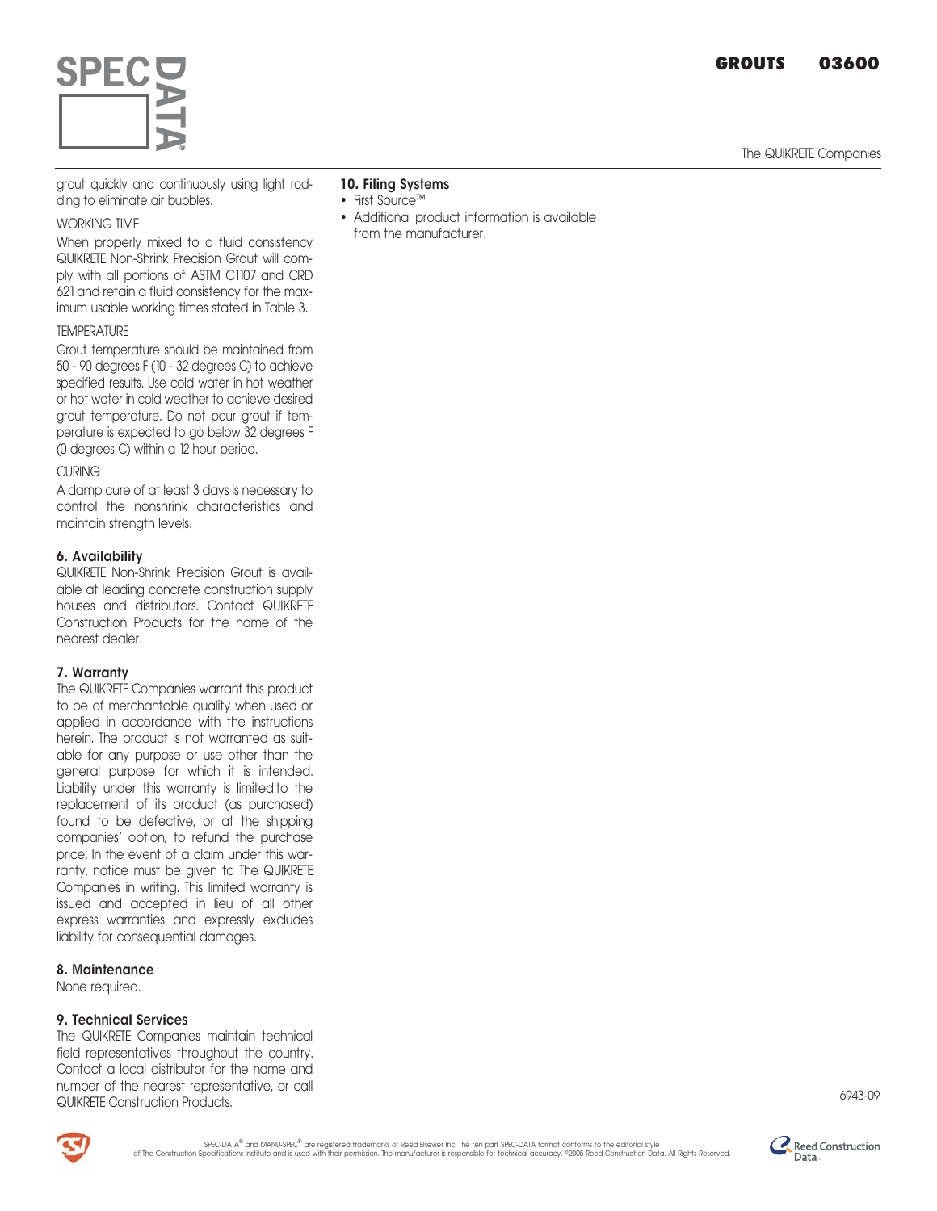grout quickly and continuously using light rodding to eliminate air bubbles.

WORKING TIME

When properly mixed to a fluid consistency QUIKRETE Non-Shrink Precision Grout will comply with all portions of ASTM C1107 and CRD 621 and retain a fluid consistency for the maximum usable working times stated in Table 3.

TEMPERATURE

Grout temperature should be maintained from 50 - 90 degrees F (10 - 32 degrees C) to achieve specified results. Use cold water in hot weather or hot water in cold weather to achieve desired grout temperature. Do not pour grout if temperature is expected to go below 32 degrees F (0 degrees C) within a 12 hour period.

CURING

A damp cure of at least 3 days is necessary to control the nonshrink characteristics and maintain strength levels.

### 6. Availability

QUIKRETE Non-Shrink Precision Grout is available at leading concrete construction supply houses and distributors. Contact QUIKRETE Construction Products for the name of the nearest dealer.

### 7. Warranty

The QUIKRETE Companies warrant this product to be of merchantable quality when used or applied in accordance with the instructions herein. The product is not warranted as suitable for any purpose or use other than the general purpose for which it is intended. Liability under this warranty is limited to the replacement of its product (as purchased) found to be defective, or at the shipping companies' option, to refund the purchase price. In the event of a claim under this warranty, notice must be given to The QUIKRETE Companies in writing. This limited warranty is issued and accepted in lieu of all other express warranties and expressly excludes liability for consequential damages.

### 8. Maintenance

None required.

### 9. Technical Services

The QUIKRETE Companies maintain technical field representatives throughout the country. Contact a local distributor for the name and number of the nearest representative, or call QUIKRETE Construction Products.

### 10. Filing Systems

- First Source™
- Additional product information is available from the manufacturer.

6943-09